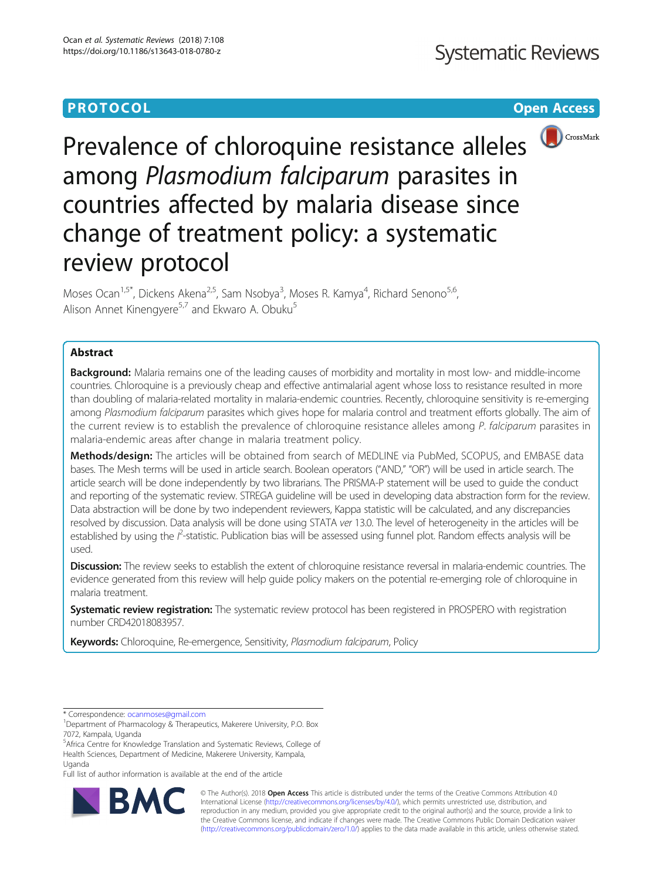PROTOCOL

Open Access

# Prevalence of chloroquine resistance alleles among *Plasmodium falciparum* parasites in countries affected by malaria disease since change of treatment policy: a systematic review protocol

Moses Ocan[1,5*], Dickens Akena[2,5], Sam Nsobya[3], Moses R. Kamya[4], Richard Senono[5,6], Alison Annet Kinengyere[5,7] and Ekwaro A. Obuku[5]

## Abstract

**Background:** Malaria remains one of the leading causes of morbidity and mortality in most low- and middle-income countries. Chloroquine is a previously cheap and effective antimalarial agent whose loss to resistance resulted in more than doubling of malaria-related mortality in malaria-endemic countries. Recently, chloroquine sensitivity is re-emerging among *Plasmodium falciparum* parasites which gives hope for malaria control and treatment efforts globally. The aim of the current review is to establish the prevalence of chloroquine resistance alleles among *P. falciparum* parasites in malaria-endemic areas after change in malaria treatment policy.

**Methods/design:** The articles will be obtained from search of MEDLINE via PubMed, SCOPUS, and EMBASE data bases. The Mesh terms will be used in article search. Boolean operators ("AND," "OR") will be used in article search. The article search will be done independently by two librarians. The PRISMA-P statement will be used to guide the conduct and reporting of the systematic review. STREGA guideline will be used in developing data abstraction form for the review. Data abstraction will be done by two independent reviewers, Kappa statistic will be calculated, and any discrepancies resolved by discussion. Data analysis will be done using STATA *ver* 13.0. The level of heterogeneity in the articles will be established by using the $I^2$-statistic. Publication bias will be assessed using funnel plot. Random effects analysis will be used.

**Discussion:** The review seeks to establish the extent of chloroquine resistance reversal in malaria-endemic countries. The evidence generated from this review will help guide policy makers on the potential re-emerging role of chloroquine in malaria treatment.

**Systematic review registration:** The systematic review protocol has been registered in PROSPERO with registration number CRD42018083957.

**Keywords:** Chloroquine, Re-emergence, Sensitivity, *Plasmodium falciparum*, Policy

---

* Correspondence: ocanmoses@gmail.com
[1]Department of Pharmacology & Therapeutics, Makerere University, P.O. Box 7072, Kampala, Uganda
[5]Africa Centre for Knowledge Translation and Systematic Reviews, College of Health Sciences, Department of Medicine, Makerere University, Kampala, Uganda
Full list of author information is available at the end of the article

© The Author(s). 2018 **Open Access** This article is distributed under the terms of the Creative Commons Attribution 4.0 International License (http://creativecommons.org/licenses/by/4.0/), which permits unrestricted use, distribution, and reproduction in any medium, provided you give appropriate credit to the original author(s) and the source, provide a link to the Creative Commons license, and indicate if changes were made. The Creative Commons Public Domain Dedication waiver (http://creativecommons.org/publicdomain/zero/1.0/) applies to the data made available in this article, unless otherwise stated.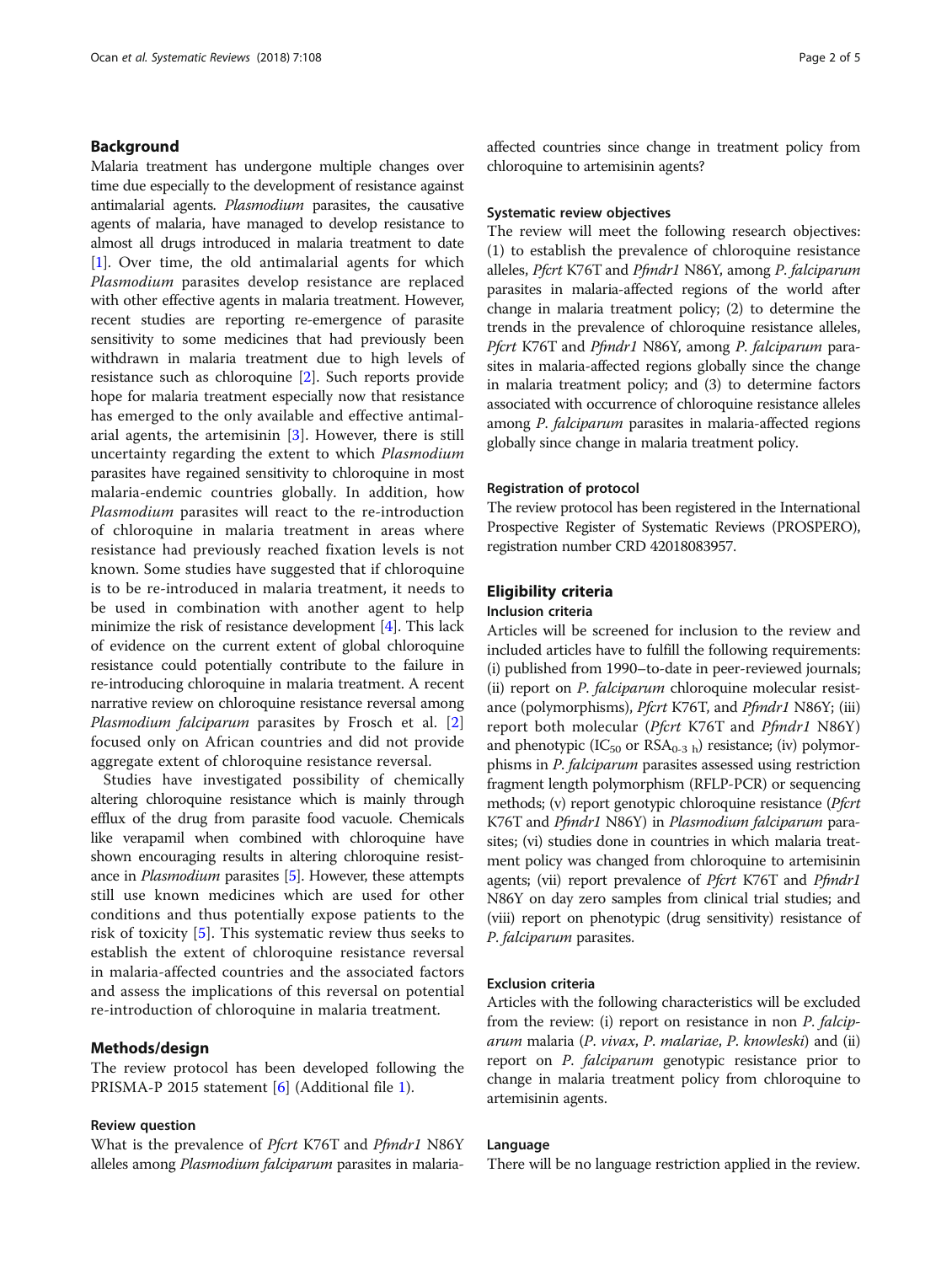## Background

Malaria treatment has undergone multiple changes over time due especially to the development of resistance against antimalarial agents. *Plasmodium* parasites, the causative agents of malaria, have managed to develop resistance to almost all drugs introduced in malaria treatment to date [1]. Over time, the old antimalarial agents for which *Plasmodium* parasites develop resistance are replaced with other effective agents in malaria treatment. However, recent studies are reporting re-emergence of parasite sensitivity to some medicines that had previously been withdrawn in malaria treatment due to high levels of resistance such as chloroquine [2]. Such reports provide hope for malaria treatment especially now that resistance has emerged to the only available and effective antimalarial agents, the artemisinin [3]. However, there is still uncertainty regarding the extent to which *Plasmodium* parasites have regained sensitivity to chloroquine in most malaria-endemic countries globally. In addition, how *Plasmodium* parasites will react to the re-introduction of chloroquine in malaria treatment in areas where resistance had previously reached fixation levels is not known. Some studies have suggested that if chloroquine is to be re-introduced in malaria treatment, it needs to be used in combination with another agent to help minimize the risk of resistance development [4]. This lack of evidence on the current extent of global chloroquine resistance could potentially contribute to the failure in re-introducing chloroquine in malaria treatment. A recent narrative review on chloroquine resistance reversal among *Plasmodium falciparum* parasites by Frosch et al. [2] focused only on African countries and did not provide aggregate extent of chloroquine resistance reversal.

Studies have investigated possibility of chemically altering chloroquine resistance which is mainly through efflux of the drug from parasite food vacuole. Chemicals like verapamil when combined with chloroquine have shown encouraging results in altering chloroquine resistance in *Plasmodium* parasites [5]. However, these attempts still use known medicines which are used for other conditions and thus potentially expose patients to the risk of toxicity [5]. This systematic review thus seeks to establish the extent of chloroquine resistance reversal in malaria-affected countries and the associated factors and assess the implications of this reversal on potential re-introduction of chloroquine in malaria treatment.

## Methods/design

The review protocol has been developed following the PRISMA-P 2015 statement [6] (Additional file 1).

### Review question

What is the prevalence of *Pfcrt* K76T and *Pfmdr1* N86Y alleles among *Plasmodium falciparum* parasites in malaria-affected countries since change in treatment policy from chloroquine to artemisinin agents?

### Systematic review objectives

The review will meet the following research objectives: (1) to establish the prevalence of chloroquine resistance alleles, *Pfcrt* K76T and *Pfmdr1* N86Y, among *P. falciparum* parasites in malaria-affected regions of the world after change in malaria treatment policy; (2) to determine the trends in the prevalence of chloroquine resistance alleles, *Pfcrt* K76T and *Pfmdr1* N86Y, among *P. falciparum* parasites in malaria-affected regions globally since the change in malaria treatment policy; and (3) to determine factors associated with occurrence of chloroquine resistance alleles among *P. falciparum* parasites in malaria-affected regions globally since change in malaria treatment policy.

### Registration of protocol

The review protocol has been registered in the International Prospective Register of Systematic Reviews (PROSPERO), registration number CRD 42018083957.

## Eligibility criteria

### Inclusion criteria

Articles will be screened for inclusion to the review and included articles have to fulfill the following requirements: (i) published from 1990–to-date in peer-reviewed journals; (ii) report on *P. falciparum* chloroquine molecular resistance (polymorphisms), *Pfcrt* K76T, and *Pfmdr1* N86Y; (iii) report both molecular (*Pfcrt* K76T and *Pfmdr1* N86Y) and phenotypic ($IC_{50}$ or $RSA_{0\text{-}3\ h}$) resistance; (iv) polymorphisms in *P. falciparum* parasites assessed using restriction fragment length polymorphism (RFLP-PCR) or sequencing methods; (v) report genotypic chloroquine resistance (*Pfcrt* K76T and *Pfmdr1* N86Y) in *Plasmodium falciparum* parasites; (vi) studies done in countries in which malaria treatment policy was changed from chloroquine to artemisinin agents; (vii) report prevalence of *Pfcrt* K76T and *Pfmdr1* N86Y on day zero samples from clinical trial studies; and (viii) report on phenotypic (drug sensitivity) resistance of *P. falciparum* parasites.

### Exclusion criteria

Articles with the following characteristics will be excluded from the review: (i) report on resistance in non *P. falciparum* malaria (*P. vivax*, *P. malariae*, *P. knowleski*) and (ii) report on *P. falciparum* genotypic resistance prior to change in malaria treatment policy from chloroquine to artemisinin agents.

### Language

There will be no language restriction applied in the review.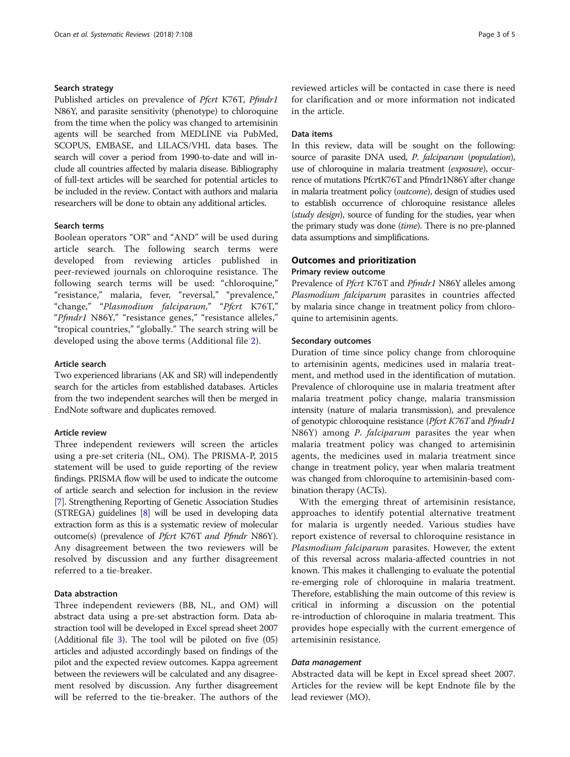#### Search strategy

Published articles on prevalence of *Pfcrt* K76T, *Pfmdr1* N86Y, and parasite sensitivity (phenotype) to chloroquine from the time when the policy was changed to artemisinin agents will be searched from MEDLINE via PubMed, SCOPUS, EMBASE, and LILACS/VHL data bases. The search will cover a period from 1990-to-date and will include all countries affected by malaria disease. Bibliography of full-text articles will be searched for potential articles to be included in the review. Contact with authors and malaria researchers will be done to obtain any additional articles.

#### Search terms

Boolean operators "OR" and "AND" will be used during article search. The following search terms were developed from reviewing articles published in peer-reviewed journals on chloroquine resistance. The following search terms will be used: "chloroquine," "resistance," malaria, fever, "reversal," "prevalence," "change," "*Plasmodium falciparum*," "*Pfcrt* K76T," "*Pfmdr1* N86Y," "resistance genes," "resistance alleles," "tropical countries," "globally." The search string will be developed using the above terms (Additional file 2).

#### Article search

Two experienced librarians (AK and SR) will independently search for the articles from established databases. Articles from the two independent searches will then be merged in EndNote software and duplicates removed.

#### Article review

Three independent reviewers will screen the articles using a pre-set criteria (NL, OM). The PRISMA-P, 2015 statement will be used to guide reporting of the review findings. PRISMA flow will be used to indicate the outcome of article search and selection for inclusion in the review [7]. Strengthening Reporting of Genetic Association Studies (STREGA) guidelines [8] will be used in developing data extraction form as this is a systematic review of molecular outcome(s) (prevalence of *Pfcrt* K76T *and Pfmdr* N86Y). Any disagreement between the two reviewers will be resolved by discussion and any further disagreement referred to a tie-breaker.

#### Data abstraction

Three independent reviewers (BB, NL, and OM) will abstract data using a pre-set abstraction form. Data abstraction tool will be developed in Excel spread sheet 2007 (Additional file 3). The tool will be piloted on five (05) articles and adjusted accordingly based on findings of the pilot and the expected review outcomes. Kappa agreement between the reviewers will be calculated and any disagreement resolved by discussion. Any further disagreement will be referred to the tie-breaker. The authors of the reviewed articles will be contacted in case there is need for clarification and or more information not indicated in the article.

#### Data items

In this review, data will be sought on the following: source of parasite DNA used, *P. falciparum* (*population*), use of chloroquine in malaria treatment (*exposure*), occurrence of mutations PfcrtK76T and Pfmdr1N86Y after change in malaria treatment policy (*outcome*), design of studies used to establish occurrence of chloroquine resistance alleles (*study design*), source of funding for the studies, year when the primary study was done (*time*). There is no pre-planned data assumptions and simplifications.

### Outcomes and prioritization

#### Primary review outcome

Prevalence of *Pfcrt* K76T and *Pfmdr1* N86Y alleles among *Plasmodium falciparum* parasites in countries affected by malaria since change in treatment policy from chloroquine to artemisinin agents.

#### Secondary outcomes

Duration of time since policy change from chloroquine to artemisinin agents, medicines used in malaria treatment, and method used in the identification of mutation. Prevalence of chloroquine use in malaria treatment after malaria treatment policy change, malaria transmission intensity (nature of malaria transmission), and prevalence of genotypic chloroquine resistance (*Pfcrt K76T* and *Pfmdr1* N86Y) among *P. falciparum* parasites the year when malaria treatment policy was changed to artemisinin agents, the medicines used in malaria treatment since change in treatment policy, year when malaria treatment was changed from chloroquine to artemisinin-based combination therapy (ACTs).

With the emerging threat of artemisinin resistance, approaches to identify potential alternative treatment for malaria is urgently needed. Various studies have report existence of reversal to chloroquine resistance in *Plasmodium falciparum* parasites. However, the extent of this reversal across malaria-affected countries in not known. This makes it challenging to evaluate the potential re-emerging role of chloroquine in malaria treatment. Therefore, establishing the main outcome of this review is critical in informing a discussion on the potential re-introduction of chloroquine in malaria treatment. This provides hope especially with the current emergence of artemisinin resistance.

#### *Data management*

Abstracted data will be kept in Excel spread sheet 2007. Articles for the review will be kept Endnote file by the lead reviewer (MO).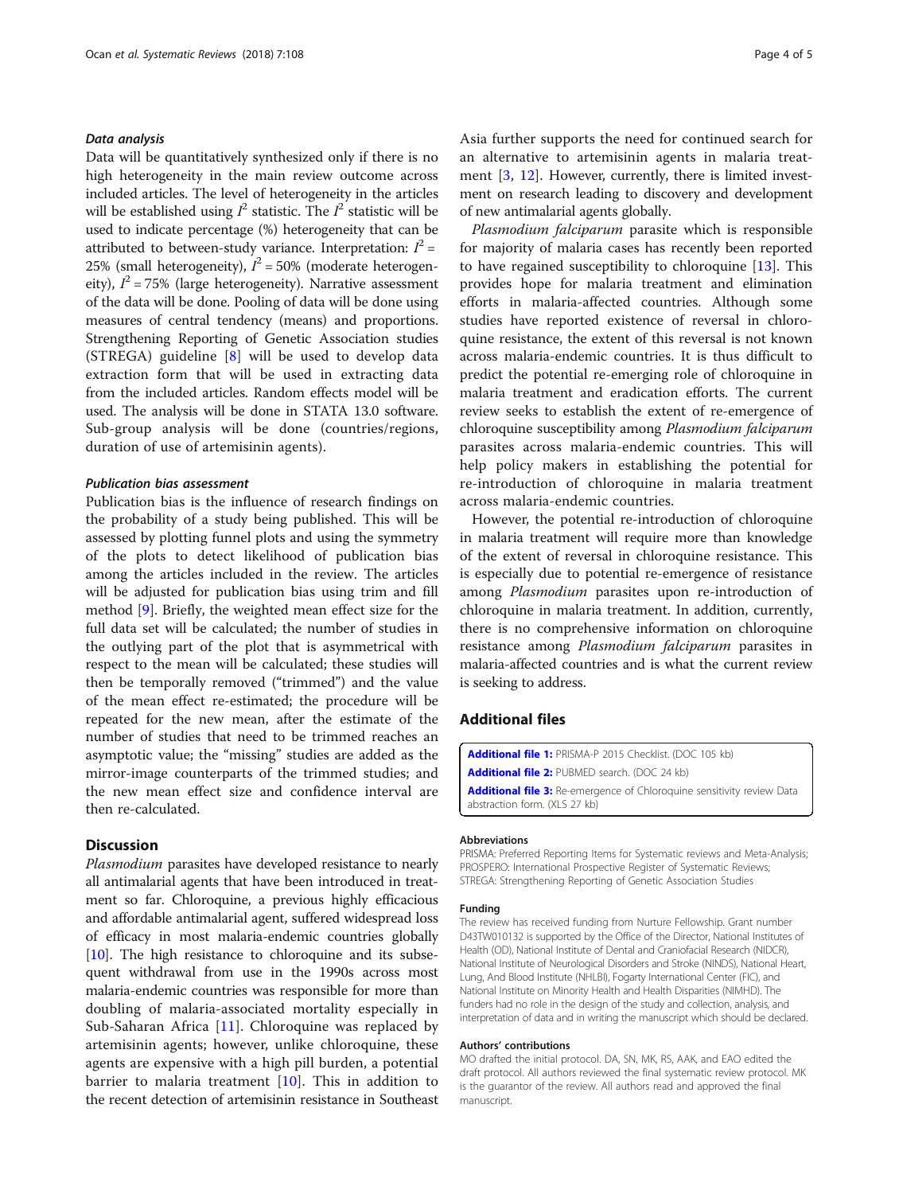### Data analysis

Data will be quantitatively synthesized only if there is no high heterogeneity in the main review outcome across included articles. The level of heterogeneity in the articles will be established using $I^2$ statistic. The $I^2$ statistic will be used to indicate percentage (%) heterogeneity that can be attributed to between-study variance. Interpretation: $I^2 =$ 25% (small heterogeneity), $I^2 = 50\%$ (moderate heterogeneity), $I^2 = 75\%$ (large heterogeneity). Narrative assessment of the data will be done. Pooling of data will be done using measures of central tendency (means) and proportions. Strengthening Reporting of Genetic Association studies (STREGA) guideline [8] will be used to develop data extraction form that will be used in extracting data from the included articles. Random effects model will be used. The analysis will be done in STATA 13.0 software. Sub-group analysis will be done (countries/regions, duration of use of artemisinin agents).

### Publication bias assessment

Publication bias is the influence of research findings on the probability of a study being published. This will be assessed by plotting funnel plots and using the symmetry of the plots to detect likelihood of publication bias among the articles included in the review. The articles will be adjusted for publication bias using trim and fill method [9]. Briefly, the weighted mean effect size for the full data set will be calculated; the number of studies in the outlying part of the plot that is asymmetrical with respect to the mean will be calculated; these studies will then be temporally removed ("trimmed") and the value of the mean effect re-estimated; the procedure will be repeated for the new mean, after the estimate of the number of studies that need to be trimmed reaches an asymptotic value; the "missing" studies are added as the mirror-image counterparts of the trimmed studies; and the new mean effect size and confidence interval are then re-calculated.

## Discussion

*Plasmodium* parasites have developed resistance to nearly all antimalarial agents that have been introduced in treatment so far. Chloroquine, a previous highly efficacious and affordable antimalarial agent, suffered widespread loss of efficacy in most malaria-endemic countries globally [10]. The high resistance to chloroquine and its subsequent withdrawal from use in the 1990s across most malaria-endemic countries was responsible for more than doubling of malaria-associated mortality especially in Sub-Saharan Africa [11]. Chloroquine was replaced by artemisinin agents; however, unlike chloroquine, these agents are expensive with a high pill burden, a potential barrier to malaria treatment [10]. This in addition to the recent detection of artemisinin resistance in Southeast Asia further supports the need for continued search for an alternative to artemisinin agents in malaria treatment [3, 12]. However, currently, there is limited investment on research leading to discovery and development of new antimalarial agents globally.

*Plasmodium falciparum* parasite which is responsible for majority of malaria cases has recently been reported to have regained susceptibility to chloroquine [13]. This provides hope for malaria treatment and elimination efforts in malaria-affected countries. Although some studies have reported existence of reversal in chloroquine resistance, the extent of this reversal is not known across malaria-endemic countries. It is thus difficult to predict the potential re-emerging role of chloroquine in malaria treatment and eradication efforts. The current review seeks to establish the extent of re-emergence of chloroquine susceptibility among *Plasmodium falciparum* parasites across malaria-endemic countries. This will help policy makers in establishing the potential for re-introduction of chloroquine in malaria treatment across malaria-endemic countries.

However, the potential re-introduction of chloroquine in malaria treatment will require more than knowledge of the extent of reversal in chloroquine resistance. This is especially due to potential re-emergence of resistance among *Plasmodium* parasites upon re-introduction of chloroquine in malaria treatment. In addition, currently, there is no comprehensive information on chloroquine resistance among *Plasmodium falciparum* parasites in malaria-affected countries and is what the current review is seeking to address.

## Additional files

**Additional file 1:** PRISMA-P 2015 Checklist. (DOC 105 kb)
**Additional file 2:** PUBMED search. (DOC 24 kb)
**Additional file 3:** Re-emergence of Chloroquine sensitivity review Data abstraction form. (XLS 27 kb)

#### Abbreviations

PRISMA: Preferred Reporting Items for Systematic reviews and Meta-Analysis; PROSPERO: International Prospective Register of Systematic Reviews; STREGA: Strengthening Reporting of Genetic Association Studies

#### Funding

The review has received funding from Nurture Fellowship. Grant number D43TW010132 is supported by the Office of the Director, National Institutes of Health (OD), National Institute of Dental and Craniofacial Research (NIDCR), National Institute of Neurological Disorders and Stroke (NINDS), National Heart, Lung, And Blood Institute (NHLBI), Fogarty International Center (FIC), and National Institute on Minority Health and Health Disparities (NIMHD). The funders had no role in the design of the study and collection, analysis, and interpretation of data and in writing the manuscript which should be declared.

#### Authors' contributions

MO drafted the initial protocol. DA, SN, MK, RS, AAK, and EAO edited the draft protocol. All authors reviewed the final systematic review protocol. MK is the guarantor of the review. All authors read and approved the final manuscript.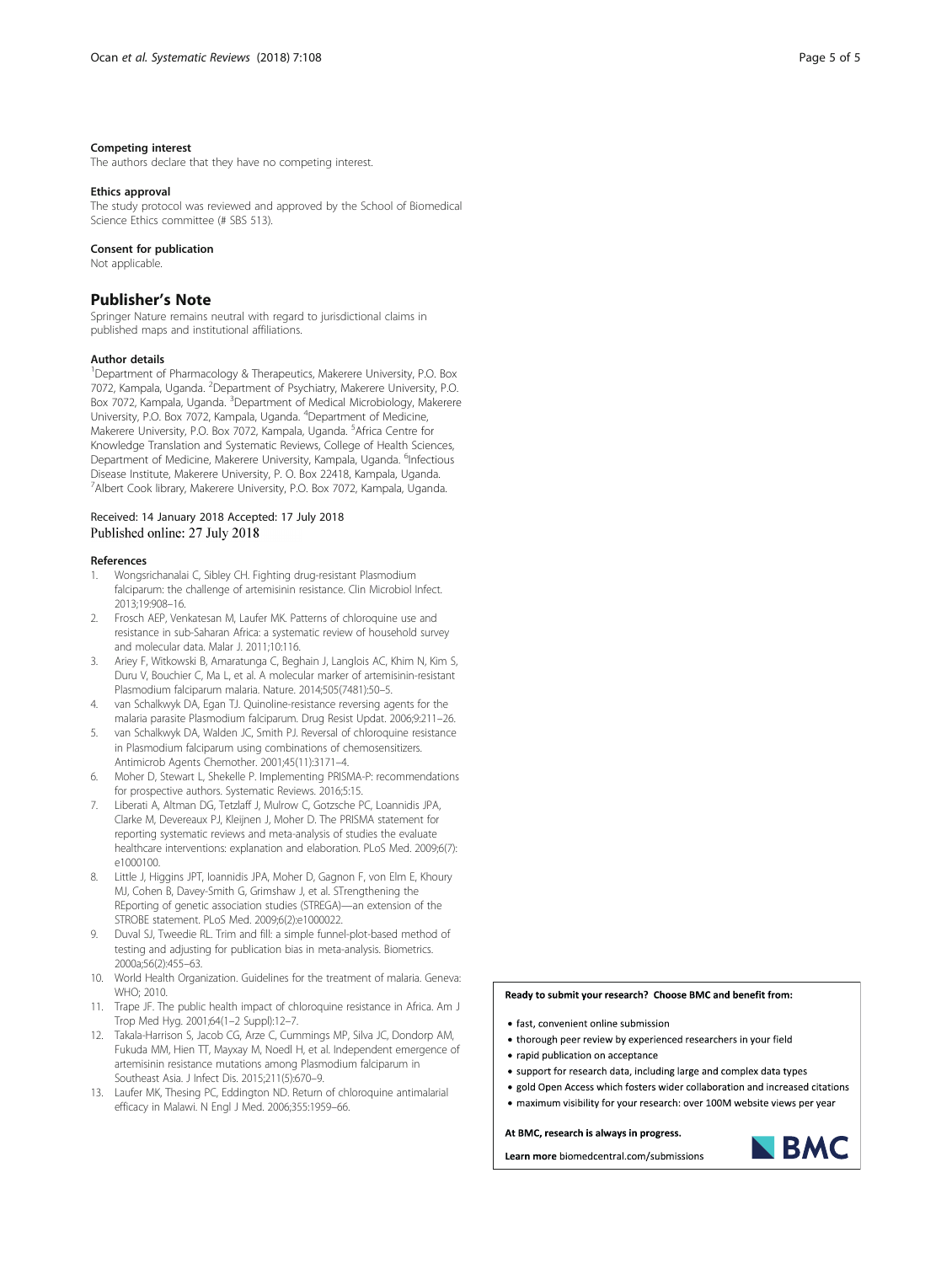#### Competing interest
The authors declare that they have no competing interest.

#### Ethics approval
The study protocol was reviewed and approved by the School of Biomedical Science Ethics committee (# SBS 513).

#### Consent for publication
Not applicable.

## Publisher's Note
Springer Nature remains neutral with regard to jurisdictional claims in published maps and institutional affiliations.

#### Author details
[1]Department of Pharmacology & Therapeutics, Makerere University, P.O. Box 7072, Kampala, Uganda. [2]Department of Psychiatry, Makerere University, P.O. Box 7072, Kampala, Uganda. [3]Department of Medical Microbiology, Makerere University, P.O. Box 7072, Kampala, Uganda. [4]Department of Medicine, Makerere University, P.O. Box 7072, Kampala, Uganda. [5]Africa Centre for Knowledge Translation and Systematic Reviews, College of Health Sciences, Department of Medicine, Makerere University, Kampala, Uganda. [6]Infectious Disease Institute, Makerere University, P. O. Box 22418, Kampala, Uganda. [7]Albert Cook library, Makerere University, P.O. Box 7072, Kampala, Uganda.

Received: 14 January 2018 Accepted: 17 July 2018
Published online: 27 July 2018

#### References
1. Wongsrichanalai C, Sibley CH. Fighting drug-resistant Plasmodium falciparum: the challenge of artemisinin resistance. Clin Microbiol Infect. 2013;19:908–16.
2. Frosch AEP, Venkatesan M, Laufer MK. Patterns of chloroquine use and resistance in sub-Saharan Africa: a systematic review of household survey and molecular data. Malar J. 2011;10:116.
3. Ariey F, Witkowski B, Amaratunga C, Beghain J, Langlois AC, Khim N, Kim S, Duru V, Bouchier C, Ma L, et al. A molecular marker of artemisinin-resistant Plasmodium falciparum malaria. Nature. 2014;505(7481):50–5.
4. van Schalkwyk DA, Egan TJ. Quinoline-resistance reversing agents for the malaria parasite Plasmodium falciparum. Drug Resist Updat. 2006;9:211–26.
5. van Schalkwyk DA, Walden JC, Smith PJ. Reversal of chloroquine resistance in Plasmodium falciparum using combinations of chemosensitizers. Antimicrob Agents Chemother. 2001;45(11):3171–4.
6. Moher D, Stewart L, Shekelle P. Implementing PRISMA-P: recommendations for prospective authors. Systematic Reviews. 2016;5:15.
7. Liberati A, Altman DG, Tetzlaff J, Mulrow C, Gotzsche PC, Loannidis JPA, Clarke M, Devereaux PJ, Kleijnen J, Moher D. The PRISMA statement for reporting systematic reviews and meta-analysis of studies the evaluate healthcare interventions: explanation and elaboration. PLoS Med. 2009;6(7): e1000100.
8. Little J, Higgins JPT, Ioannidis JPA, Moher D, Gagnon F, von Elm E, Khoury MJ, Cohen B, Davey-Smith G, Grimshaw J, et al. STrengthening the REporting of genetic association studies (STREGA)—an extension of the STROBE statement. PLoS Med. 2009;6(2):e1000022.
9. Duval SJ, Tweedie RL. Trim and fill: a simple funnel-plot-based method of testing and adjusting for publication bias in meta-analysis. Biometrics. 2000a;56(2):455–63.
10. World Health Organization. Guidelines for the treatment of malaria. Geneva: WHO; 2010.
11. Trape JF. The public health impact of chloroquine resistance in Africa. Am J Trop Med Hyg. 2001;64(1–2 Suppl):12–7.
12. Takala-Harrison S, Jacob CG, Arze C, Cummings MP, Silva JC, Dondorp AM, Fukuda MM, Hien TT, Mayxay M, Noedl H, et al. Independent emergence of artemisinin resistance mutations among Plasmodium falciparum in Southeast Asia. J Infect Dis. 2015;211(5):670–9.
13. Laufer MK, Thesing PC, Eddington ND. Return of chloroquine antimalarial efficacy in Malawi. N Engl J Med. 2006;355:1959–66.

**Ready to submit your research? Choose BMC and benefit from:**

- fast, convenient online submission
- thorough peer review by experienced researchers in your field
- rapid publication on acceptance
- support for research data, including large and complex data types
- gold Open Access which fosters wider collaboration and increased citations
- maximum visibility for your research: over 100M website views per year

**At BMC, research is always in progress.**

**Learn more** biomedcentral.com/submissions

BMC